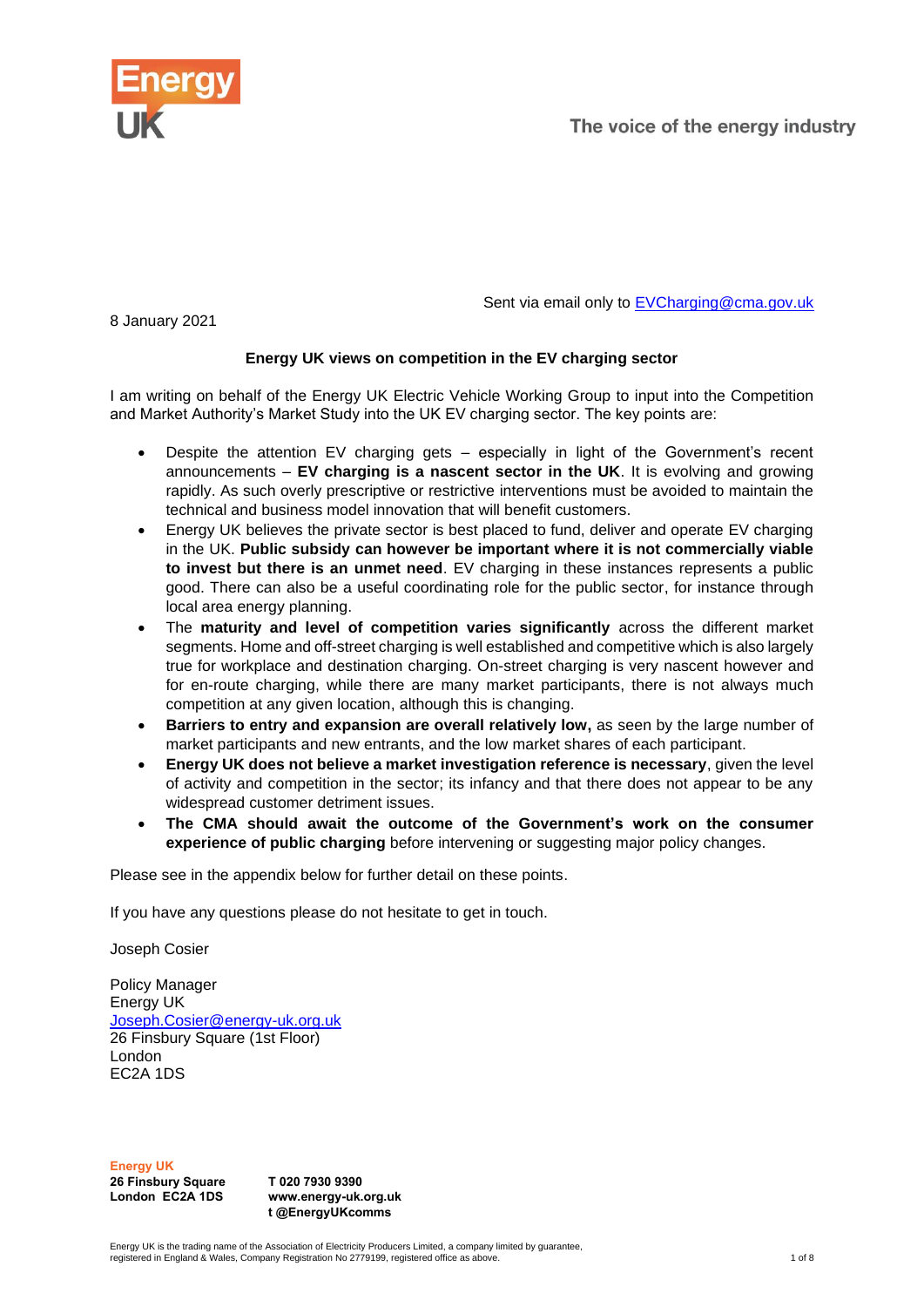Sent via email only to [EVCharging@cma.gov.uk](mailto:EVCharging@cma.gov.uk)

8 January 2021

**Energy UK views on competition in the EV charging sector**

I am writing on behalf of the Energy UK Electric Vehicle Working Group to input into the Competition and Market Authority's Market Study into the UK EV charging sector. The key points are:

- Despite the attention EV charging gets – especially in light of the Government's recent announcements – **EV charging is a nascent sector in the UK**. It is evolving and growing rapidly. As such overly prescriptive or restrictive interventions must be avoided to maintain the technical and business model innovation that will benefit customers.
- Energy UK believes the private sector is best placed to fund, deliver and operate EV charging in the UK. **Public subsidy can however be important where it is not commercially viable to invest but there is an unmet need**. EV charging in these instances represents a public good. There can also be a useful coordinating role for the public sector, for instance through local area energy planning.
- The **maturity and level of competition varies significantly** across the different market segments. Home and off-street charging is well established and competitive which is also largely true for workplace and destination charging. On-street charging is very nascent however and for en-route charging, while there are many market participants, there is not always much competition at any given location, although this is changing.
- **Barriers to entry and expansion are overall relatively low,** as seen by the large number of market participants and new entrants, and the low market shares of each participant.
- **Energy UK does not believe a market investigation reference is necessary**, given the level of activity and competition in the sector; its infancy and that there does not appear to be any widespread customer detriment issues.
- **The CMA should await the outcome of the Government's work on the consumer experience of public charging** before intervening or suggesting major policy changes.

Please see in the appendix below for further detail on these points.

If you have any questions please do not hesitate to get in touch.

Joseph Cosier

Policy Manager
Energy UK
[Joseph.Cosier@energy-uk.org.uk](mailto:Joseph.Cosier@energy-uk.org.uk)
26 Finsbury Square (1st Floor)
London
EC2A 1DS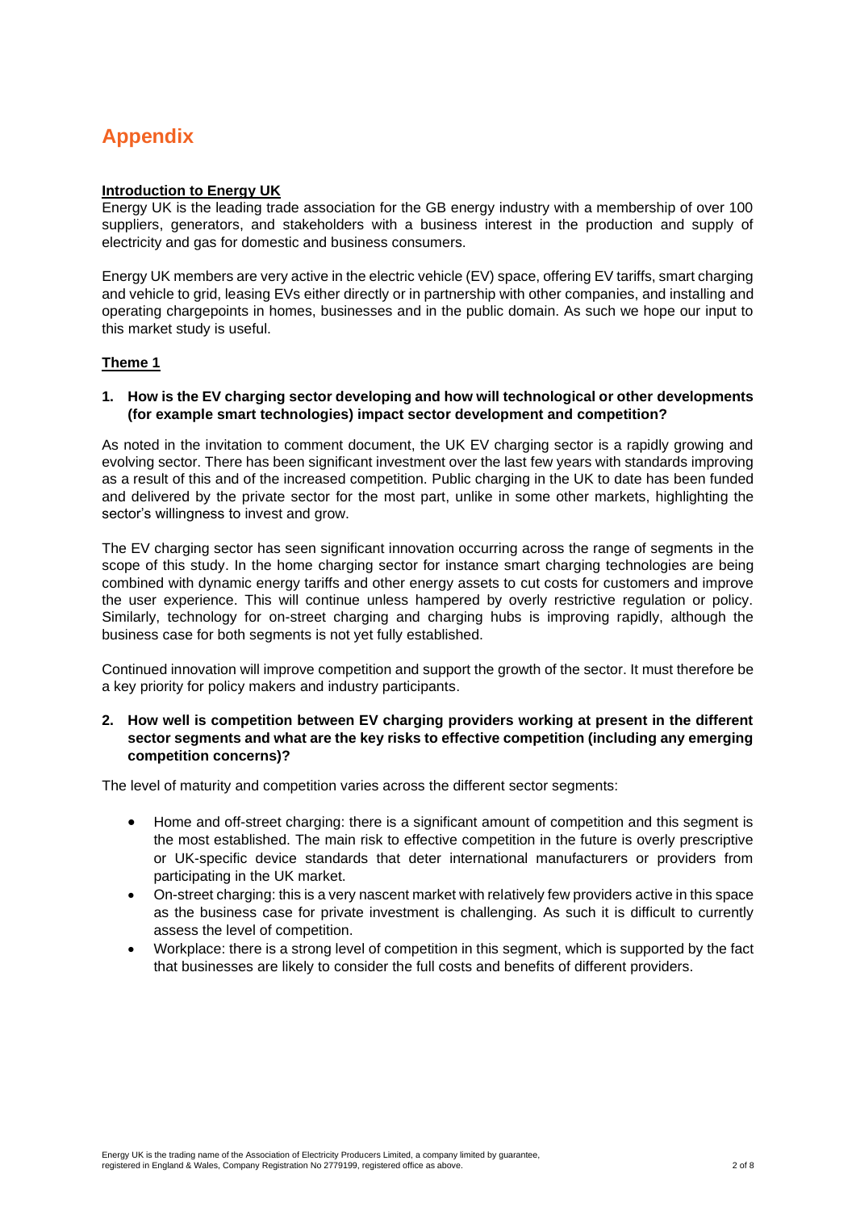# Appendix

**Introduction to Energy UK**

Energy UK is the leading trade association for the GB energy industry with a membership of over 100 suppliers, generators, and stakeholders with a business interest in the production and supply of electricity and gas for domestic and business consumers.

Energy UK members are very active in the electric vehicle (EV) space, offering EV tariffs, smart charging and vehicle to grid, leasing EVs either directly or in partnership with other companies, and installing and operating chargepoints in homes, businesses and in the public domain. As such we hope our input to this market study is useful.

**Theme 1**

**1. How is the EV charging sector developing and how will technological or other developments (for example smart technologies) impact sector development and competition?**

As noted in the invitation to comment document, the UK EV charging sector is a rapidly growing and evolving sector. There has been significant investment over the last few years with standards improving as a result of this and of the increased competition. Public charging in the UK to date has been funded and delivered by the private sector for the most part, unlike in some other markets, highlighting the sector's willingness to invest and grow.

The EV charging sector has seen significant innovation occurring across the range of segments in the scope of this study. In the home charging sector for instance smart charging technologies are being combined with dynamic energy tariffs and other energy assets to cut costs for customers and improve the user experience. This will continue unless hampered by overly restrictive regulation or policy. Similarly, technology for on-street charging and charging hubs is improving rapidly, although the business case for both segments is not yet fully established.

Continued innovation will improve competition and support the growth of the sector. It must therefore be a key priority for policy makers and industry participants.

**2. How well is competition between EV charging providers working at present in the different sector segments and what are the key risks to effective competition (including any emerging competition concerns)?**

The level of maturity and competition varies across the different sector segments:

- Home and off-street charging: there is a significant amount of competition and this segment is the most established. The main risk to effective competition in the future is overly prescriptive or UK-specific device standards that deter international manufacturers or providers from participating in the UK market.
- On-street charging: this is a very nascent market with relatively few providers active in this space as the business case for private investment is challenging. As such it is difficult to currently assess the level of competition.
- Workplace: there is a strong level of competition in this segment, which is supported by the fact that businesses are likely to consider the full costs and benefits of different providers.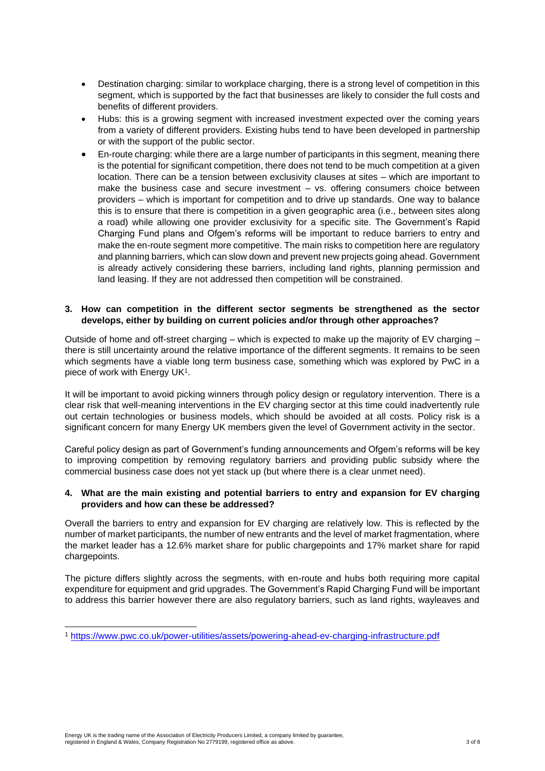- Destination charging: similar to workplace charging, there is a strong level of competition in this segment, which is supported by the fact that businesses are likely to consider the full costs and benefits of different providers.
- Hubs: this is a growing segment with increased investment expected over the coming years from a variety of different providers. Existing hubs tend to have been developed in partnership or with the support of the public sector.
- En-route charging: while there are a large number of participants in this segment, meaning there is the potential for significant competition, there does not tend to be much competition at a given location. There can be a tension between exclusivity clauses at sites – which are important to make the business case and secure investment – vs. offering consumers choice between providers – which is important for competition and to drive up standards. One way to balance this is to ensure that there is competition in a given geographic area (i.e., between sites along a road) while allowing one provider exclusivity for a specific site. The Government's Rapid Charging Fund plans and Ofgem's reforms will be important to reduce barriers to entry and make the en-route segment more competitive. The main risks to competition here are regulatory and planning barriers, which can slow down and prevent new projects going ahead. Government is already actively considering these barriers, including land rights, planning permission and land leasing. If they are not addressed then competition will be constrained.

**3. How can competition in the different sector segments be strengthened as the sector develops, either by building on current policies and/or through other approaches?**

Outside of home and off-street charging – which is expected to make up the majority of EV charging – there is still uncertainty around the relative importance of the different segments. It remains to be seen which segments have a viable long term business case, something which was explored by PwC in a piece of work with Energy UK[1].

It will be important to avoid picking winners through policy design or regulatory intervention. There is a clear risk that well-meaning interventions in the EV charging sector at this time could inadvertently rule out certain technologies or business models, which should be avoided at all costs. Policy risk is a significant concern for many Energy UK members given the level of Government activity in the sector.

Careful policy design as part of Government's funding announcements and Ofgem's reforms will be key to improving competition by removing regulatory barriers and providing public subsidy where the commercial business case does not yet stack up (but where there is a clear unmet need).

**4. What are the main existing and potential barriers to entry and expansion for EV charging providers and how can these be addressed?**

Overall the barriers to entry and expansion for EV charging are relatively low. This is reflected by the number of market participants, the number of new entrants and the level of market fragmentation, where the market leader has a 12.6% market share for public chargepoints and 17% market share for rapid chargepoints.

The picture differs slightly across the segments, with en-route and hubs both requiring more capital expenditure for equipment and grid upgrades. The Government's Rapid Charging Fund will be important to address this barrier however there are also regulatory barriers, such as land rights, wayleaves and

[1] https://www.pwc.co.uk/power-utilities/assets/powering-ahead-ev-charging-infrastructure.pdf

Energy UK is the trading name of the Association of Electricity Producers Limited, a company limited by guarantee, registered in England & Wales, Company Registration No 2779199, registered office as above.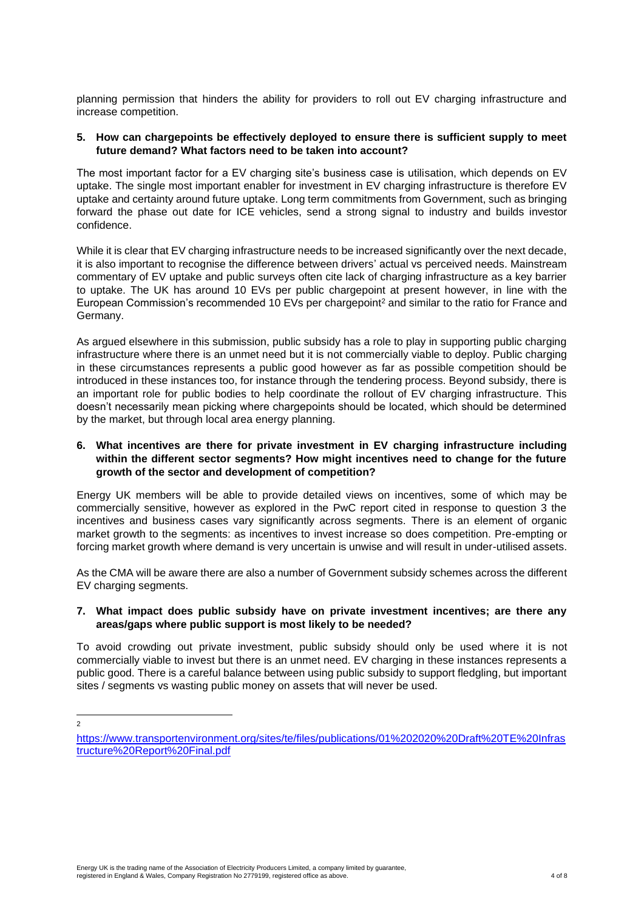planning permission that hinders the ability for providers to roll out EV charging infrastructure and increase competition.

**5. How can chargepoints be effectively deployed to ensure there is sufficient supply to meet future demand? What factors need to be taken into account?**

The most important factor for a EV charging site's business case is utilisation, which depends on EV uptake. The single most important enabler for investment in EV charging infrastructure is therefore EV uptake and certainty around future uptake. Long term commitments from Government, such as bringing forward the phase out date for ICE vehicles, send a strong signal to industry and builds investor confidence.

While it is clear that EV charging infrastructure needs to be increased significantly over the next decade, it is also important to recognise the difference between drivers' actual vs perceived needs. Mainstream commentary of EV uptake and public surveys often cite lack of charging infrastructure as a key barrier to uptake. The UK has around 10 EVs per public chargepoint at present however, in line with the European Commission's recommended 10 EVs per chargepoint[2] and similar to the ratio for France and Germany.

As argued elsewhere in this submission, public subsidy has a role to play in supporting public charging infrastructure where there is an unmet need but it is not commercially viable to deploy. Public charging in these circumstances represents a public good however as far as possible competition should be introduced in these instances too, for instance through the tendering process. Beyond subsidy, there is an important role for public bodies to help coordinate the rollout of EV charging infrastructure. This doesn't necessarily mean picking where chargepoints should be located, which should be determined by the market, but through local area energy planning.

**6. What incentives are there for private investment in EV charging infrastructure including within the different sector segments? How might incentives need to change for the future growth of the sector and development of competition?**

Energy UK members will be able to provide detailed views on incentives, some of which may be commercially sensitive, however as explored in the PwC report cited in response to question 3 the incentives and business cases vary significantly across segments. There is an element of organic market growth to the segments: as incentives to invest increase so does competition. Pre-empting or forcing market growth where demand is very uncertain is unwise and will result in under-utilised assets.

As the CMA will be aware there are also a number of Government subsidy schemes across the different EV charging segments.

**7. What impact does public subsidy have on private investment incentives; are there any areas/gaps where public support is most likely to be needed?**

To avoid crowding out private investment, public subsidy should only be used where it is not commercially viable to invest but there is an unmet need. EV charging in these instances represents a public good. There is a careful balance between using public subsidy to support fledgling, but important sites / segments vs wasting public money on assets that will never be used.

---

[2] https://www.transportenvironment.org/sites/te/files/publications/01%202020%20Draft%20TE%20Infrastructure%20Report%20Final.pdf

Energy UK is the trading name of the Association of Electricity Producers Limited, a company limited by guarantee, registered in England & Wales, Company Registration No 2779199, registered office as above.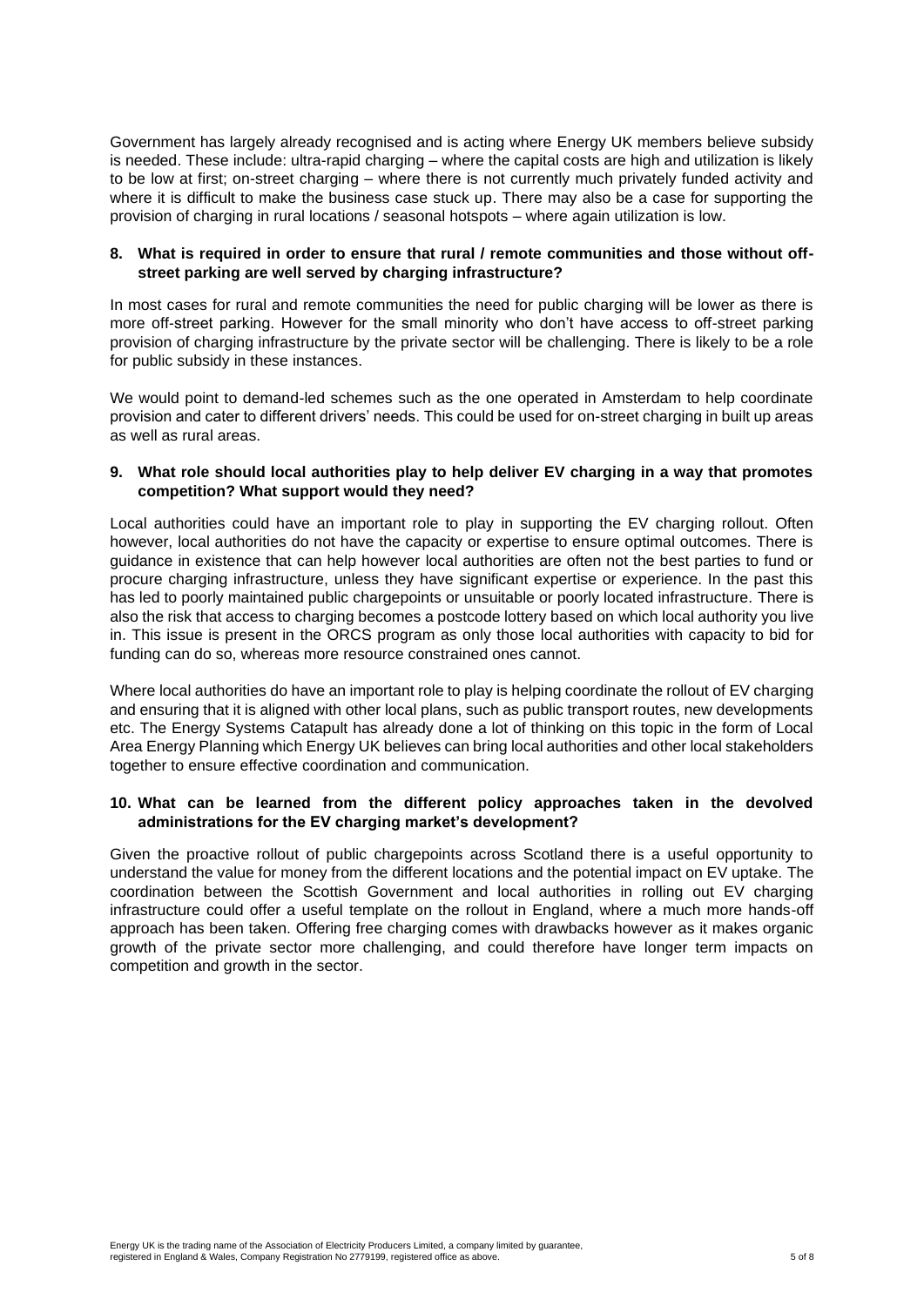Government has largely already recognised and is acting where Energy UK members believe subsidy is needed. These include: ultra-rapid charging – where the capital costs are high and utilization is likely to be low at first; on-street charging – where there is not currently much privately funded activity and where it is difficult to make the business case stuck up. There may also be a case for supporting the provision of charging in rural locations / seasonal hotspots – where again utilization is low.

**8. What is required in order to ensure that rural / remote communities and those without off-street parking are well served by charging infrastructure?**

In most cases for rural and remote communities the need for public charging will be lower as there is more off-street parking. However for the small minority who don't have access to off-street parking provision of charging infrastructure by the private sector will be challenging. There is likely to be a role for public subsidy in these instances.

We would point to demand-led schemes such as the one operated in Amsterdam to help coordinate provision and cater to different drivers' needs. This could be used for on-street charging in built up areas as well as rural areas.

**9. What role should local authorities play to help deliver EV charging in a way that promotes competition? What support would they need?**

Local authorities could have an important role to play in supporting the EV charging rollout. Often however, local authorities do not have the capacity or expertise to ensure optimal outcomes. There is guidance in existence that can help however local authorities are often not the best parties to fund or procure charging infrastructure, unless they have significant expertise or experience. In the past this has led to poorly maintained public chargepoints or unsuitable or poorly located infrastructure. There is also the risk that access to charging becomes a postcode lottery based on which local authority you live in. This issue is present in the ORCS program as only those local authorities with capacity to bid for funding can do so, whereas more resource constrained ones cannot.

Where local authorities do have an important role to play is helping coordinate the rollout of EV charging and ensuring that it is aligned with other local plans, such as public transport routes, new developments etc. The Energy Systems Catapult has already done a lot of thinking on this topic in the form of Local Area Energy Planning which Energy UK believes can bring local authorities and other local stakeholders together to ensure effective coordination and communication.

**10. What can be learned from the different policy approaches taken in the devolved administrations for the EV charging market's development?**

Given the proactive rollout of public chargepoints across Scotland there is a useful opportunity to understand the value for money from the different locations and the potential impact on EV uptake. The coordination between the Scottish Government and local authorities in rolling out EV charging infrastructure could offer a useful template on the rollout in England, where a much more hands-off approach has been taken. Offering free charging comes with drawbacks however as it makes organic growth of the private sector more challenging, and could therefore have longer term impacts on competition and growth in the sector.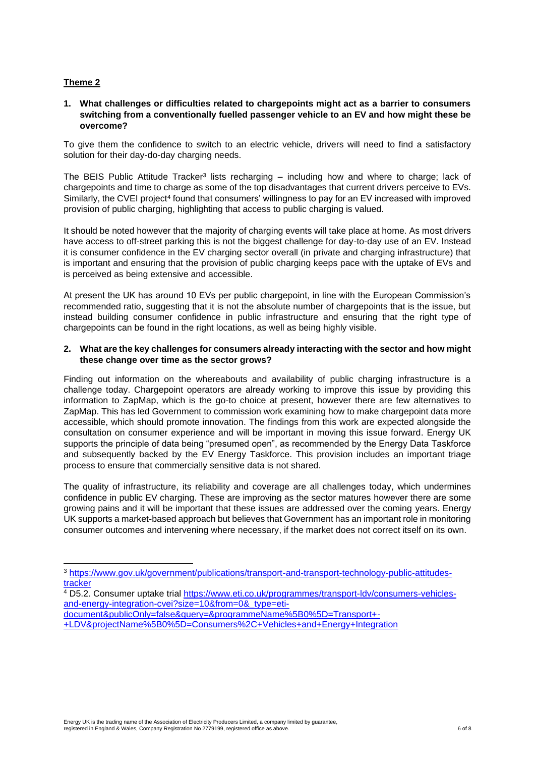## Theme 2

**1. What challenges or difficulties related to chargepoints might act as a barrier to consumers switching from a conventionally fuelled passenger vehicle to an EV and how might these be overcome?**

To give them the confidence to switch to an electric vehicle, drivers will need to find a satisfactory solution for their day-do-day charging needs.

The BEIS Public Attitude Tracker[3] lists recharging – including how and where to charge; lack of chargepoints and time to charge as some of the top disadvantages that current drivers perceive to EVs. Similarly, the CVEI project[4] found that consumers' willingness to pay for an EV increased with improved provision of public charging, highlighting that access to public charging is valued.

It should be noted however that the majority of charging events will take place at home. As most drivers have access to off-street parking this is not the biggest challenge for day-to-day use of an EV. Instead it is consumer confidence in the EV charging sector overall (in private and charging infrastructure) that is important and ensuring that the provision of public charging keeps pace with the uptake of EVs and is perceived as being extensive and accessible.

At present the UK has around 10 EVs per public chargepoint, in line with the European Commission's recommended ratio, suggesting that it is not the absolute number of chargepoints that is the issue, but instead building consumer confidence in public infrastructure and ensuring that the right type of chargepoints can be found in the right locations, as well as being highly visible.

**2. What are the key challenges for consumers already interacting with the sector and how might these change over time as the sector grows?**

Finding out information on the whereabouts and availability of public charging infrastructure is a challenge today. Chargepoint operators are already working to improve this issue by providing this information to ZapMap, which is the go-to choice at present, however there are few alternatives to ZapMap. This has led Government to commission work examining how to make chargepoint data more accessible, which should promote innovation. The findings from this work are expected alongside the consultation on consumer experience and will be important in moving this issue forward. Energy UK supports the principle of data being "presumed open", as recommended by the Energy Data Taskforce and subsequently backed by the EV Energy Taskforce. This provision includes an important triage process to ensure that commercially sensitive data is not shared.

The quality of infrastructure, its reliability and coverage are all challenges today, which undermines confidence in public EV charging. These are improving as the sector matures however there are some growing pains and it will be important that these issues are addressed over the coming years. Energy UK supports a market-based approach but believes that Government has an important role in monitoring consumer outcomes and intervening where necessary, if the market does not correct itself on its own.

---

[3] https://www.gov.uk/government/publications/transport-and-transport-technology-public-attitudes-tracker

[4] D5.2. Consumer uptake trial https://www.eti.co.uk/programmes/transport-ldv/consumers-vehicles-and-energy-integration-cvei?size=10&from=0&_type=eti-document&publicOnly=false&query=&programmeName%5B0%5D=Transport+-+LDV&projectName%5B0%5D=Consumers%2C+Vehicles+and+Energy+Integration

Energy UK is the trading name of the Association of Electricity Producers Limited, a company limited by guarantee, registered in England & Wales, Company Registration No 2779199, registered office as above.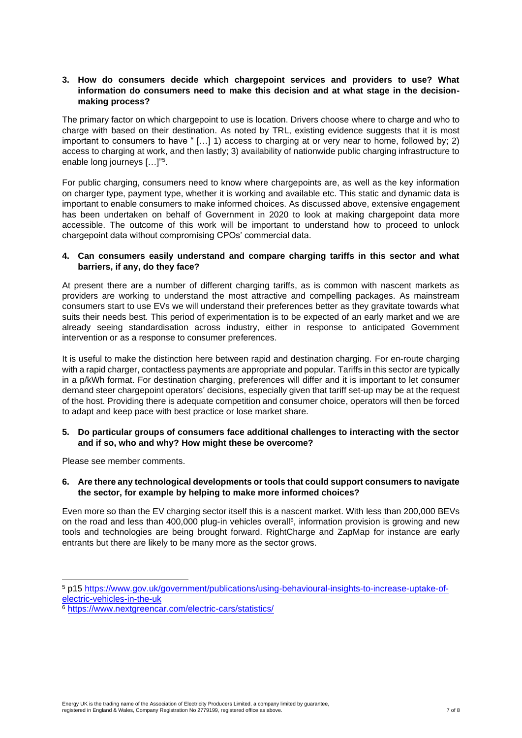**3. How do consumers decide which chargepoint services and providers to use? What information do consumers need to make this decision and at what stage in the decision-making process?**

The primary factor on which chargepoint to use is location. Drivers choose where to charge and who to charge with based on their destination. As noted by TRL, existing evidence suggests that it is most important to consumers to have " […] 1) access to charging at or very near to home, followed by; 2) access to charging at work, and then lastly; 3) availability of nationwide public charging infrastructure to enable long journeys […]"[5].

For public charging, consumers need to know where chargepoints are, as well as the key information on charger type, payment type, whether it is working and available etc. This static and dynamic data is important to enable consumers to make informed choices. As discussed above, extensive engagement has been undertaken on behalf of Government in 2020 to look at making chargepoint data more accessible. The outcome of this work will be important to understand how to proceed to unlock chargepoint data without compromising CPOs' commercial data.

**4. Can consumers easily understand and compare charging tariffs in this sector and what barriers, if any, do they face?**

At present there are a number of different charging tariffs, as is common with nascent markets as providers are working to understand the most attractive and compelling packages. As mainstream consumers start to use EVs we will understand their preferences better as they gravitate towards what suits their needs best. This period of experimentation is to be expected of an early market and we are already seeing standardisation across industry, either in response to anticipated Government intervention or as a response to consumer preferences.

It is useful to make the distinction here between rapid and destination charging. For en-route charging with a rapid charger, contactless payments are appropriate and popular. Tariffs in this sector are typically in a p/kWh format. For destination charging, preferences will differ and it is important to let consumer demand steer chargepoint operators' decisions, especially given that tariff set-up may be at the request of the host. Providing there is adequate competition and consumer choice, operators will then be forced to adapt and keep pace with best practice or lose market share.

**5. Do particular groups of consumers face additional challenges to interacting with the sector and if so, who and why? How might these be overcome?**

Please see member comments.

**6. Are there any technological developments or tools that could support consumers to navigate the sector, for example by helping to make more informed choices?**

Even more so than the EV charging sector itself this is a nascent market. With less than 200,000 BEVs on the road and less than 400,000 plug-in vehicles overall[6], information provision is growing and new tools and technologies are being brought forward. RightCharge and ZapMap for instance are early entrants but there are likely to be many more as the sector grows.

---

[5] p15 https://www.gov.uk/government/publications/using-behavioural-insights-to-increase-uptake-of-electric-vehicles-in-the-uk

[6] https://www.nextgreencar.com/electric-cars/statistics/

Energy UK is the trading name of the Association of Electricity Producers Limited, a company limited by guarantee, registered in England & Wales, Company Registration No 2779199, registered office as above.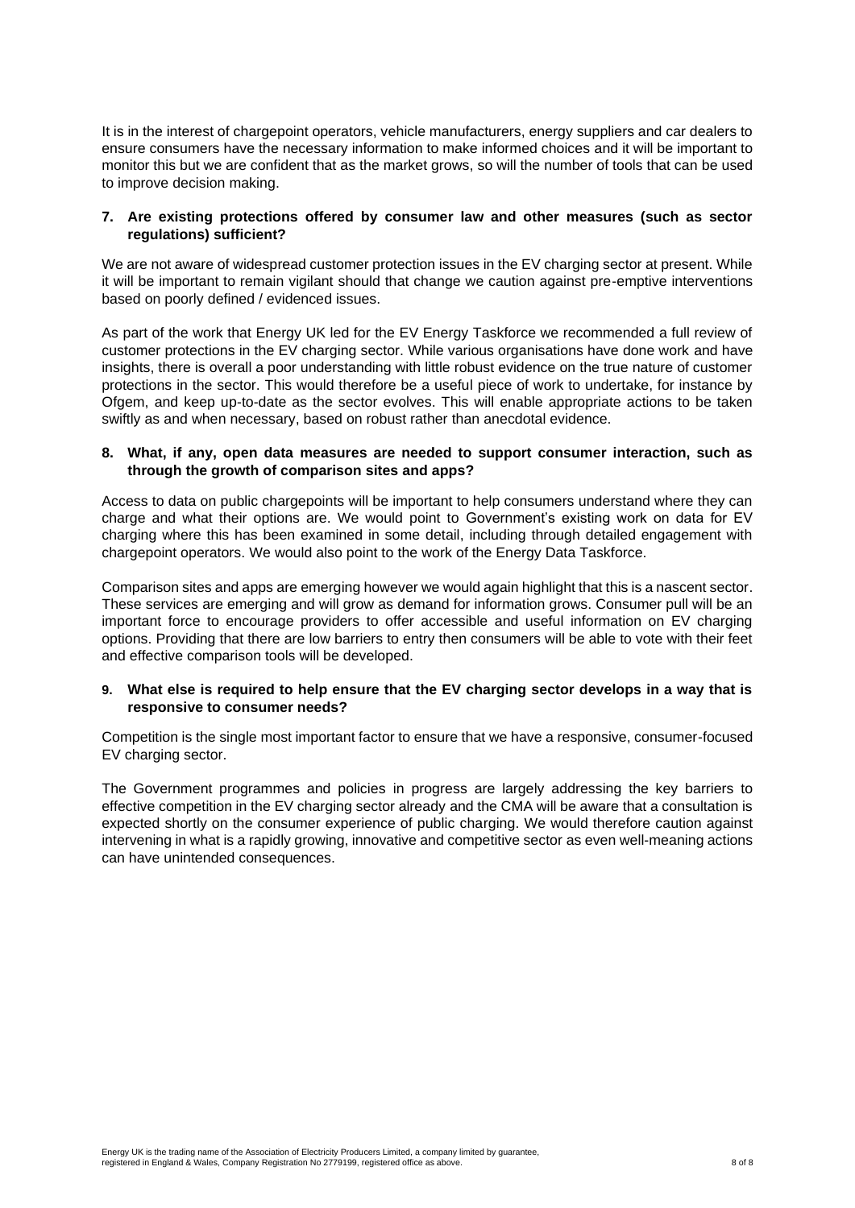It is in the interest of chargepoint operators, vehicle manufacturers, energy suppliers and car dealers to ensure consumers have the necessary information to make informed choices and it will be important to monitor this but we are confident that as the market grows, so will the number of tools that can be used to improve decision making.

**7. Are existing protections offered by consumer law and other measures (such as sector regulations) sufficient?**

We are not aware of widespread customer protection issues in the EV charging sector at present. While it will be important to remain vigilant should that change we caution against pre-emptive interventions based on poorly defined / evidenced issues.

As part of the work that Energy UK led for the EV Energy Taskforce we recommended a full review of customer protections in the EV charging sector. While various organisations have done work and have insights, there is overall a poor understanding with little robust evidence on the true nature of customer protections in the sector. This would therefore be a useful piece of work to undertake, for instance by Ofgem, and keep up-to-date as the sector evolves. This will enable appropriate actions to be taken swiftly as and when necessary, based on robust rather than anecdotal evidence.

**8. What, if any, open data measures are needed to support consumer interaction, such as through the growth of comparison sites and apps?**

Access to data on public chargepoints will be important to help consumers understand where they can charge and what their options are. We would point to Government's existing work on data for EV charging where this has been examined in some detail, including through detailed engagement with chargepoint operators. We would also point to the work of the Energy Data Taskforce.

Comparison sites and apps are emerging however we would again highlight that this is a nascent sector. These services are emerging and will grow as demand for information grows. Consumer pull will be an important force to encourage providers to offer accessible and useful information on EV charging options. Providing that there are low barriers to entry then consumers will be able to vote with their feet and effective comparison tools will be developed.

**9. What else is required to help ensure that the EV charging sector develops in a way that is responsive to consumer needs?**

Competition is the single most important factor to ensure that we have a responsive, consumer-focused EV charging sector.

The Government programmes and policies in progress are largely addressing the key barriers to effective competition in the EV charging sector already and the CMA will be aware that a consultation is expected shortly on the consumer experience of public charging. We would therefore caution against intervening in what is a rapidly growing, innovative and competitive sector as even well-meaning actions can have unintended consequences.